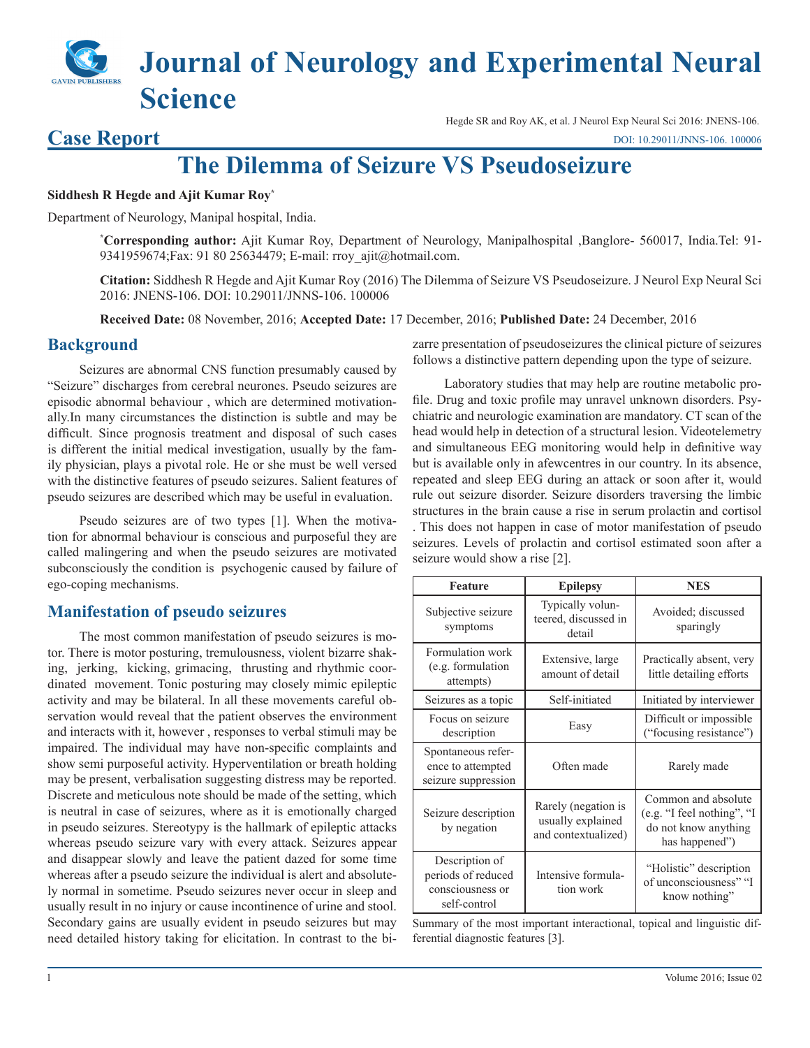# Journal of Neurology and Experimental Neural Science

## Case Report

Hegde SR and Roy AK, et al. J Neurol Exp Neural Sci 2016: JNENS-106.

DOI: 10.29011/JNNS-106. 100006

# The Dilemma of Seizure VS Pseudoseizure

**Siddhesh R Hegde and Ajit Kumar Roy***

Department of Neurology, Manipal hospital, India.

***Corresponding author:** Ajit Kumar Roy, Department of Neurology, Manipalhospital ,Banglore- 560017, India.Tel: 91-9341959674;Fax: 91 80 25634479; E-mail: rroy_ajit@hotmail.com.

**Citation:** Siddhesh R Hegde and Ajit Kumar Roy (2016) The Dilemma of Seizure VS Pseudoseizure. J Neurol Exp Neural Sci 2016: JNENS-106. DOI: 10.29011/JNNS-106. 100006

**Received Date:** 08 November, 2016; **Accepted Date:** 17 December, 2016; **Published Date:** 24 December, 2016

## Background

Seizures are abnormal CNS function presumably caused by "Seizure" discharges from cerebral neurones. Pseudo seizures are episodic abnormal behaviour , which are determined motivationally.In many circumstances the distinction is subtle and may be difficult. Since prognosis treatment and disposal of such cases is different the initial medical investigation, usually by the family physician, plays a pivotal role. He or she must be well versed with the distinctive features of pseudo seizures. Salient features of pseudo seizures are described which may be useful in evaluation.

Pseudo seizures are of two types [1]. When the motivation for abnormal behaviour is conscious and purposeful they are called malingering and when the pseudo seizures are motivated subconsciously the condition is psychogenic caused by failure of ego-coping mechanisms.

## Manifestation of pseudo seizures

The most common manifestation of pseudo seizures is motor. There is motor posturing, tremulousness, violent bizarre shaking, jerking, kicking, grimacing, thrusting and rhythmic coordinated movement. Tonic posturing may closely mimic epileptic activity and may be bilateral. In all these movements careful observation would reveal that the patient observes the environment and interacts with it, however , responses to verbal stimuli may be impaired. The individual may have non-specific complaints and show semi purposeful activity. Hyperventilation or breath holding may be present, verbalisation suggesting distress may be reported. Discrete and meticulous note should be made of the setting, which is neutral in case of seizures, where as it is emotionally charged in pseudo seizures. Stereotypy is the hallmark of epileptic attacks whereas pseudo seizure vary with every attack. Seizures appear and disappear slowly and leave the patient dazed for some time whereas after a pseudo seizure the individual is alert and absolutely normal in sometime. Pseudo seizures never occur in sleep and usually result in no injury or cause incontinence of urine and stool. Secondary gains are usually evident in pseudo seizures but may need detailed history taking for elicitation. In contrast to the bizarre presentation of pseudoseizures the clinical picture of seizures follows a distinctive pattern depending upon the type of seizure.

Laboratory studies that may help are routine metabolic profile. Drug and toxic profile may unravel unknown disorders. Psychiatric and neurologic examination are mandatory. CT scan of the head would help in detection of a structural lesion. Videotelemetry and simultaneous EEG monitoring would help in definitive way but is available only in afewcentres in our country. In its absence, repeated and sleep EEG during an attack or soon after it, would rule out seizure disorder. Seizure disorders traversing the limbic structures in the brain cause a rise in serum prolactin and cortisol . This does not happen in case of motor manifestation of pseudo seizures. Levels of prolactin and cortisol estimated soon after a seizure would show a rise [2].

| Feature | Epilepsy | NES |
|---|---|---|
| Subjective seizure symptoms | Typically volunteered, discussed in detail | Avoided; discussed sparingly |
| Formulation work (e.g. formulation attempts) | Extensive, large amount of detail | Practically absent, very little detailing efforts |
| Seizures as a topic | Self-initiated | Initiated by interviewer |
| Focus on seizure description | Easy | Difficult or impossible ("focusing resistance") |
| Spontaneous reference to attempted seizure suppression | Often made | Rarely made |
| Seizure description by negation | Rarely (negation is usually explained and contextualized) | Common and absolute (e.g. "I feel nothing", "I do not know anything has happened") |
| Description of periods of reduced consciousness or self-control | Intensive formulation work | "Holistic" description of unconsciousness" "I know nothing" |

Summary of the most important interactional, topical and linguistic differential diagnostic features [3].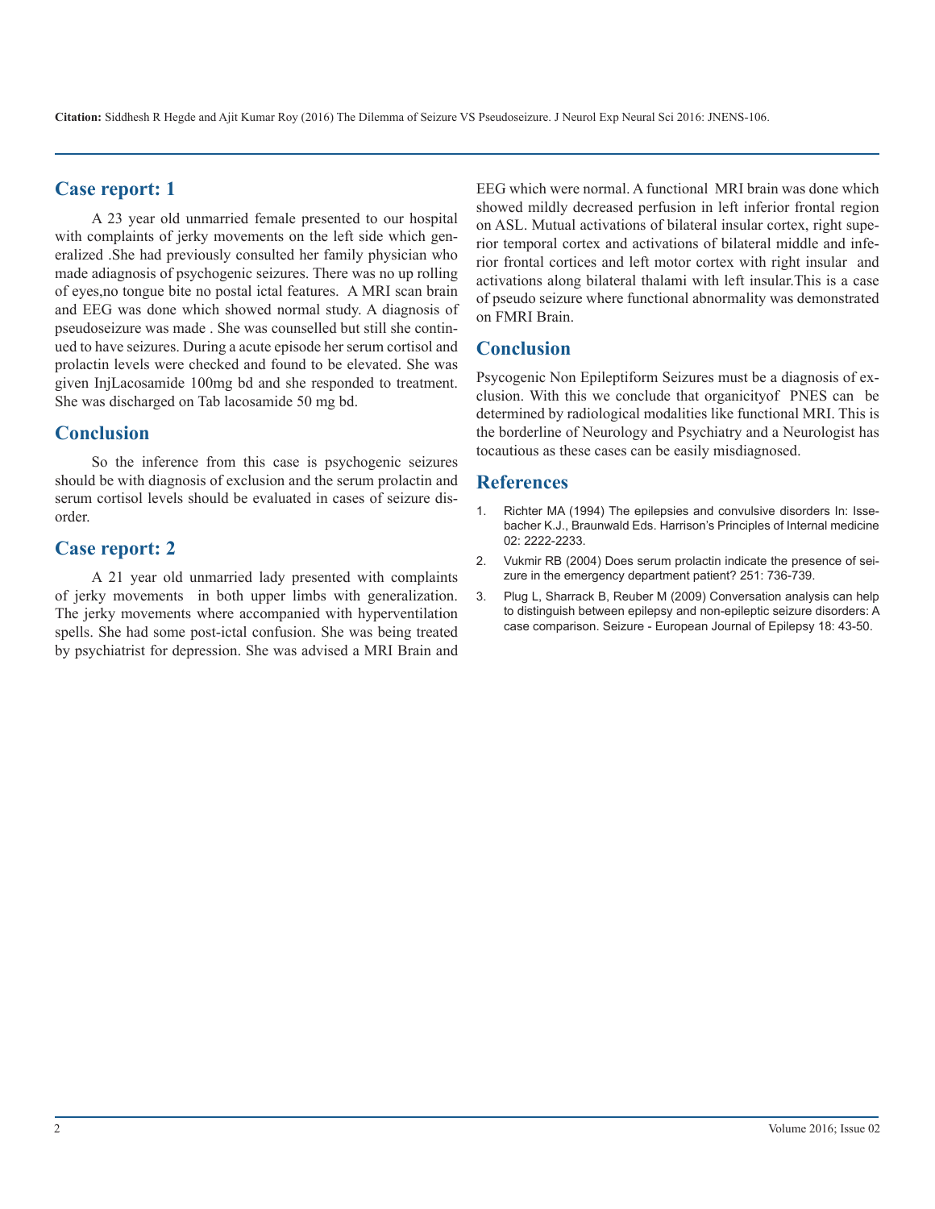## Case report: 1

A 23 year old unmarried female presented to our hospital with complaints of jerky movements on the left side which generalized .She had previously consulted her family physician who made adiagnosis of psychogenic seizures. There was no up rolling of eyes,no tongue bite no postal ictal features. A MRI scan brain and EEG was done which showed normal study. A diagnosis of pseudoseizure was made . She was counselled but still she continued to have seizures. During a acute episode her serum cortisol and prolactin levels were checked and found to be elevated. She was given InjLacosamide 100mg bd and she responded to treatment. She was discharged on Tab lacosamide 50 mg bd.

## Conclusion

So the inference from this case is psychogenic seizures should be with diagnosis of exclusion and the serum prolactin and serum cortisol levels should be evaluated in cases of seizure disorder.

## Case report: 2

A 21 year old unmarried lady presented with complaints of jerky movements in both upper limbs with generalization. The jerky movements where accompanied with hyperventilation spells. She had some post-ictal confusion. She was being treated by psychiatrist for depression. She was advised a MRI Brain and EEG which were normal. A functional MRI brain was done which showed mildly decreased perfusion in left inferior frontal region on ASL. Mutual activations of bilateral insular cortex, right superior temporal cortex and activations of bilateral middle and inferior frontal cortices and left motor cortex with right insular and activations along bilateral thalami with left insular.This is a case of pseudo seizure where functional abnormality was demonstrated on FMRI Brain.

## Conclusion

Psycogenic Non Epileptiform Seizures must be a diagnosis of exclusion. With this we conclude that organicityof PNES can be determined by radiological modalities like functional MRI. This is the borderline of Neurology and Psychiatry and a Neurologist has tocautious as these cases can be easily misdiagnosed.

## References

1. Richter MA (1994) The epilepsies and convulsive disorders In: Issebacher K.J., Braunwald Eds. Harrison's Principles of Internal medicine 02: 2222-2233.
2. Vukmir RB (2004) Does serum prolactin indicate the presence of seizure in the emergency department patient? 251: 736-739.
3. Plug L, Sharrack B, Reuber M (2009) Conversation analysis can help to distinguish between epilepsy and non-epileptic seizure disorders: A case comparison. Seizure - European Journal of Epilepsy 18: 43-50.